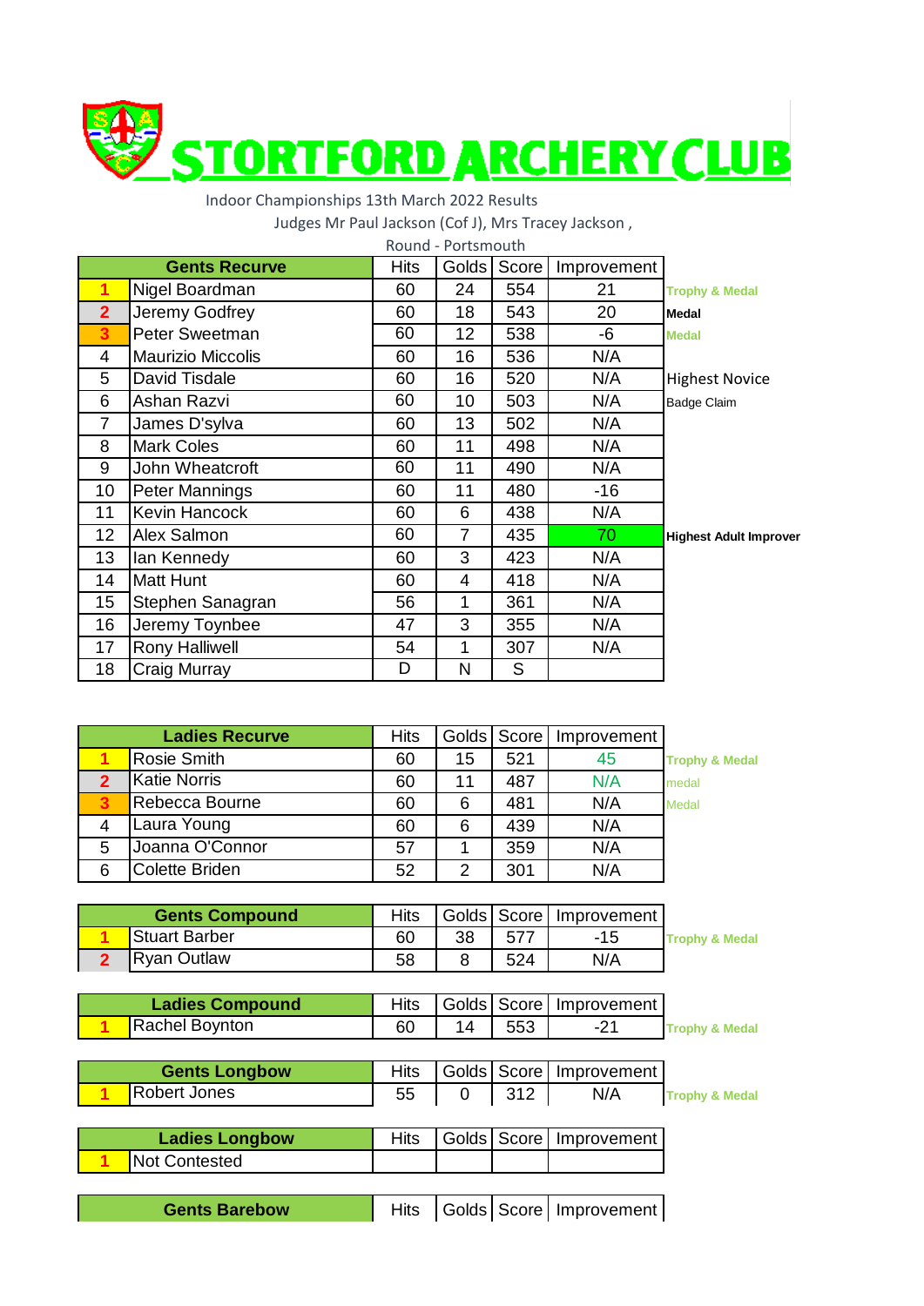# STORTFORD ARCHERY CLUB

Indoor Championships 13th March 2022 Results

Judges Mr Paul Jackson (Cof J), Mrs Tracey Jackson ,

Round - Portsmouth

| | Gents Recurve | Hits | Golds | Score | Improvement | |
|---|---|---|---|---|---|---|
| 1 | Nigel Boardman | 60 | 24 | 554 | 21 | Trophy & Medal |
| 2 | Jeremy Godfrey | 60 | 18 | 543 | 20 | Medal |
| 3 | Peter Sweetman | 60 | 12 | 538 | -6 | Medal |
| 4 | Maurizio Miccolis | 60 | 16 | 536 | N/A | |
| 5 | David Tisdale | 60 | 16 | 520 | N/A | Highest Novice |
| 6 | Ashan Razvi | 60 | 10 | 503 | N/A | Badge Claim |
| 7 | James D'sylva | 60 | 13 | 502 | N/A | |
| 8 | Mark Coles | 60 | 11 | 498 | N/A | |
| 9 | John Wheatcroft | 60 | 11 | 490 | N/A | |
| 10 | Peter Mannings | 60 | 11 | 480 | -16 | |
| 11 | Kevin Hancock | 60 | 6 | 438 | N/A | |
| 12 | Alex Salmon | 60 | 7 | 435 | 70 | Highest Adult Improver |
| 13 | Ian Kennedy | 60 | 3 | 423 | N/A | |
| 14 | Matt Hunt | 60 | 4 | 418 | N/A | |
| 15 | Stephen Sanagran | 56 | 1 | 361 | N/A | |
| 16 | Jeremy Toynbee | 47 | 3 | 355 | N/A | |
| 17 | Rony Halliwell | 54 | 1 | 307 | N/A | |
| 18 | Craig Murray | D | N | S | | |

| | Ladies Recurve | Hits | Golds | Score | Improvement | |
|---|---|---|---|---|---|---|
| 1 | Rosie Smith | 60 | 15 | 521 | 45 | Trophy & Medal |
| 2 | Katie Norris | 60 | 11 | 487 | N/A | medal |
| 3 | Rebecca Bourne | 60 | 6 | 481 | N/A | Medal |
| 4 | Laura Young | 60 | 6 | 439 | N/A | |
| 5 | Joanna O'Connor | 57 | 1 | 359 | N/A | |
| 6 | Colette Briden | 52 | 2 | 301 | N/A | |

| | Gents Compound | Hits | Golds | Score | Improvement | |
|---|---|---|---|---|---|---|
| 1 | Stuart Barber | 60 | 38 | 577 | -15 | Trophy & Medal |
| 2 | Ryan Outlaw | 58 | 8 | 524 | N/A | |

| | Ladies Compound | Hits | Golds | Score | Improvement | |
|---|---|---|---|---|---|---|
| 1 | Rachel Boynton | 60 | 14 | 553 | -21 | Trophy & Medal |

| | Gents Longbow | Hits | Golds | Score | Improvement | |
|---|---|---|---|---|---|---|
| 1 | Robert Jones | 55 | 0 | 312 | N/A | Trophy & Medal |

| | Ladies Longbow | Hits | Golds | Score | Improvement |
|---|---|---|---|---|---|
| 1 | Not Contested | | | | |

| | Gents Barebow | Hits | Golds | Score | Improvement |
|---|---|---|---|---|---|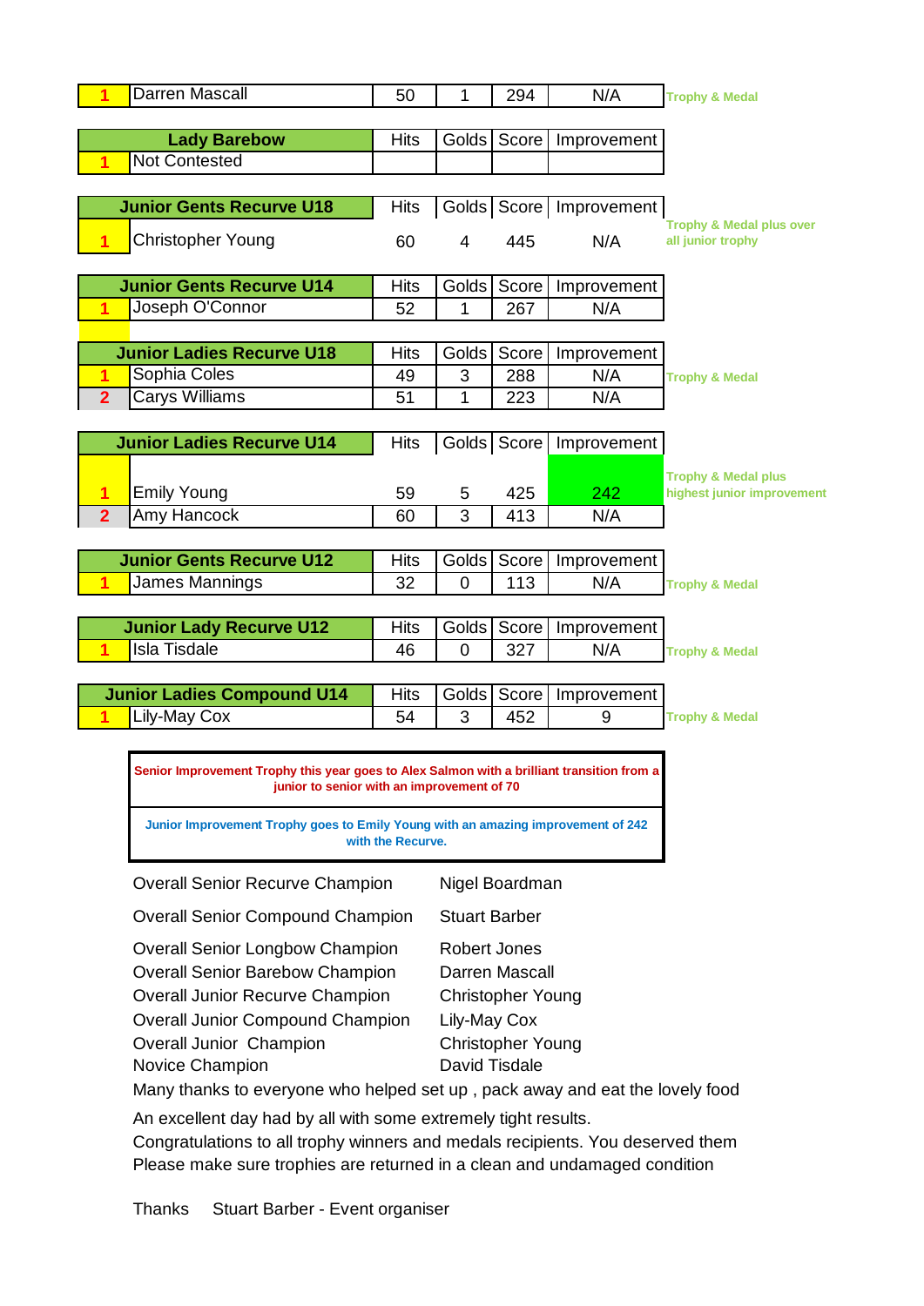| | | Hits | Golds | Score | Improvement | |
|---|---|---|---|---|---|---|
| 1 | Darren Mascall | 50 | 1 | 294 | N/A | Trophy & Medal |

| | Lady Barebow | Hits | Golds | Score | Improvement | |
|---|---|---|---|---|---|---|
| 1 | Not Contested | | | | | |

| | Junior Gents Recurve U18 | Hits | Golds | Score | Improvement | |
|---|---|---|---|---|---|---|
| 1 | Christopher Young | 60 | 4 | 445 | N/A | Trophy & Medal plus over all junior trophy |

| | Junior Gents Recurve U14 | Hits | Golds | Score | Improvement | |
|---|---|---|---|---|---|---|
| 1 | Joseph O'Connor | 52 | 1 | 267 | N/A | |

| | Junior Ladies Recurve U18 | Hits | Golds | Score | Improvement | |
|---|---|---|---|---|---|---|
| 1 | Sophia Coles | 49 | 3 | 288 | N/A | Trophy & Medal |
| 2 | Carys Williams | 51 | 1 | 223 | N/A | |

| | Junior Ladies Recurve U14 | Hits | Golds | Score | Improvement | |
|---|---|---|---|---|---|---|
| 1 | Emily Young | 59 | 5 | 425 | 242 | Trophy & Medal plus highest junior improvement |
| 2 | Amy Hancock | 60 | 3 | 413 | N/A | |

| | Junior Gents Recurve U12 | Hits | Golds | Score | Improvement | |
|---|---|---|---|---|---|---|
| 1 | James Mannings | 32 | 0 | 113 | N/A | Trophy & Medal |

| | Junior Lady Recurve U12 | Hits | Golds | Score | Improvement | |
|---|---|---|---|---|---|---|
| 1 | Isla Tisdale | 46 | 0 | 327 | N/A | Trophy & Medal |

| | Junior Ladies Compound U14 | Hits | Golds | Score | Improvement | |
|---|---|---|---|---|---|---|
| 1 | Lily-May Cox | 54 | 3 | 452 | 9 | Trophy & Medal |

**Senior Improvement Trophy this year goes to Alex Salmon with a brilliant transition from a junior to senior with an improvement of 70**

**Junior Improvement Trophy goes to Emily Young with an amazing improvement of 242 with the Recurve.**

| | |
|---|---|
| Overall Senior Recurve Champion | Nigel Boardman |
| Overall Senior Compound Champion | Stuart Barber |
| Overall Senior Longbow Champion | Robert Jones |
| Overall Senior Barebow Champion | Darren Mascall |
| Overall Junior Recurve Champion | Christopher Young |
| Overall Junior Compound Champion | Lily-May Cox |
| Overall Junior Champion | Christopher Young |
| Novice Champion | David Tisdale |

Many thanks to everyone who helped set up , pack away and eat the lovely food

An excellent day had by all with some extremely tight results.
Congratulations to all trophy winners and medals recipients. You deserved them
Please make sure trophies are returned in a clean and undamaged condition

Thanks Stuart Barber - Event organiser